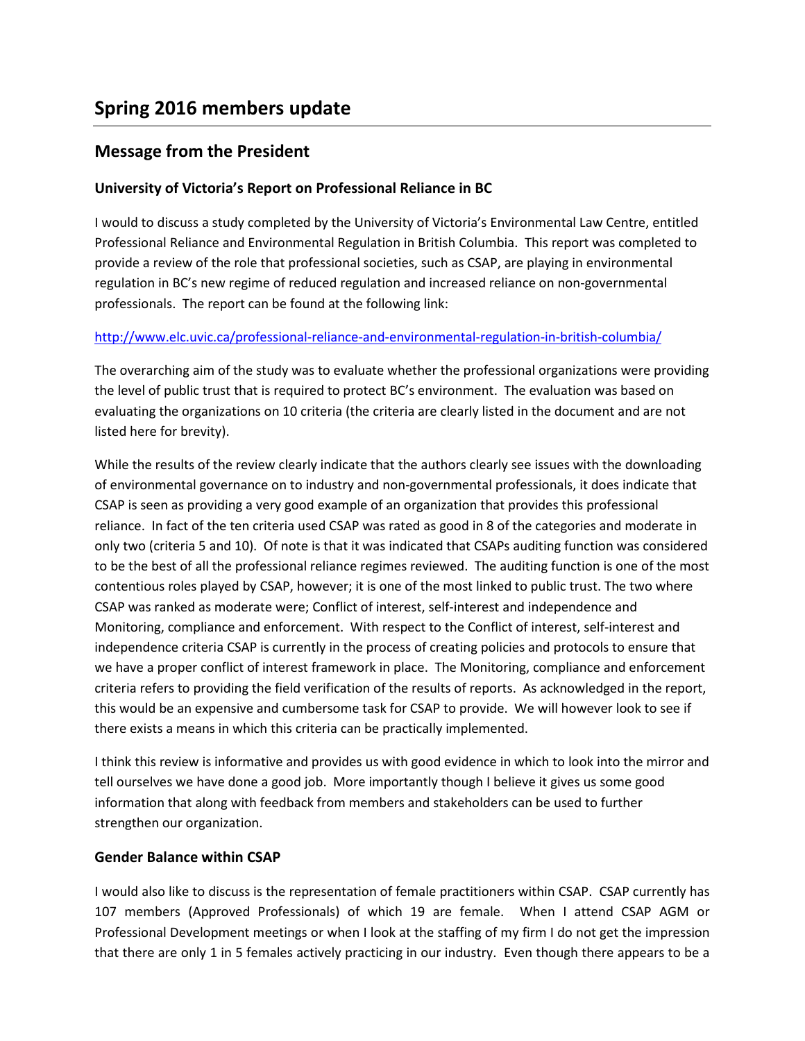# Spring 2016 members update

## Message from the President

### University of Victoria's Report on Professional Reliance in BC

I would to discuss a study completed by the University of Victoria's Environmental Law Centre, entitled Professional Reliance and Environmental Regulation in British Columbia. This report was completed to provide a review of the role that professional societies, such as CSAP, are playing in environmental regulation in BC's new regime of reduced regulation and increased reliance on non-governmental professionals. The report can be found at the following link:

http://www.elc.uvic.ca/professional-reliance-and-environmental-regulation-in-british-columbia/

The overarching aim of the study was to evaluate whether the professional organizations were providing the level of public trust that is required to protect BC's environment. The evaluation was based on evaluating the organizations on 10 criteria (the criteria are clearly listed in the document and are not listed here for brevity).

While the results of the review clearly indicate that the authors clearly see issues with the downloading of environmental governance on to industry and non-governmental professionals, it does indicate that CSAP is seen as providing a very good example of an organization that provides this professional reliance. In fact of the ten criteria used CSAP was rated as good in 8 of the categories and moderate in only two (criteria 5 and 10). Of note is that it was indicated that CSAPs auditing function was considered to be the best of all the professional reliance regimes reviewed. The auditing function is one of the most contentious roles played by CSAP, however; it is one of the most linked to public trust. The two where CSAP was ranked as moderate were; Conflict of interest, self-interest and independence and Monitoring, compliance and enforcement. With respect to the Conflict of interest, self-interest and independence criteria CSAP is currently in the process of creating policies and protocols to ensure that we have a proper conflict of interest framework in place. The Monitoring, compliance and enforcement criteria refers to providing the field verification of the results of reports. As acknowledged in the report, this would be an expensive and cumbersome task for CSAP to provide. We will however look to see if there exists a means in which this criteria can be practically implemented.

I think this review is informative and provides us with good evidence in which to look into the mirror and tell ourselves we have done a good job. More importantly though I believe it gives us some good information that along with feedback from members and stakeholders can be used to further strengthen our organization.

### Gender Balance within CSAP

I would also like to discuss is the representation of female practitioners within CSAP. CSAP currently has 107 members (Approved Professionals) of which 19 are female. When I attend CSAP AGM or Professional Development meetings or when I look at the staffing of my firm I do not get the impression that there are only 1 in 5 females actively practicing in our industry. Even though there appears to be a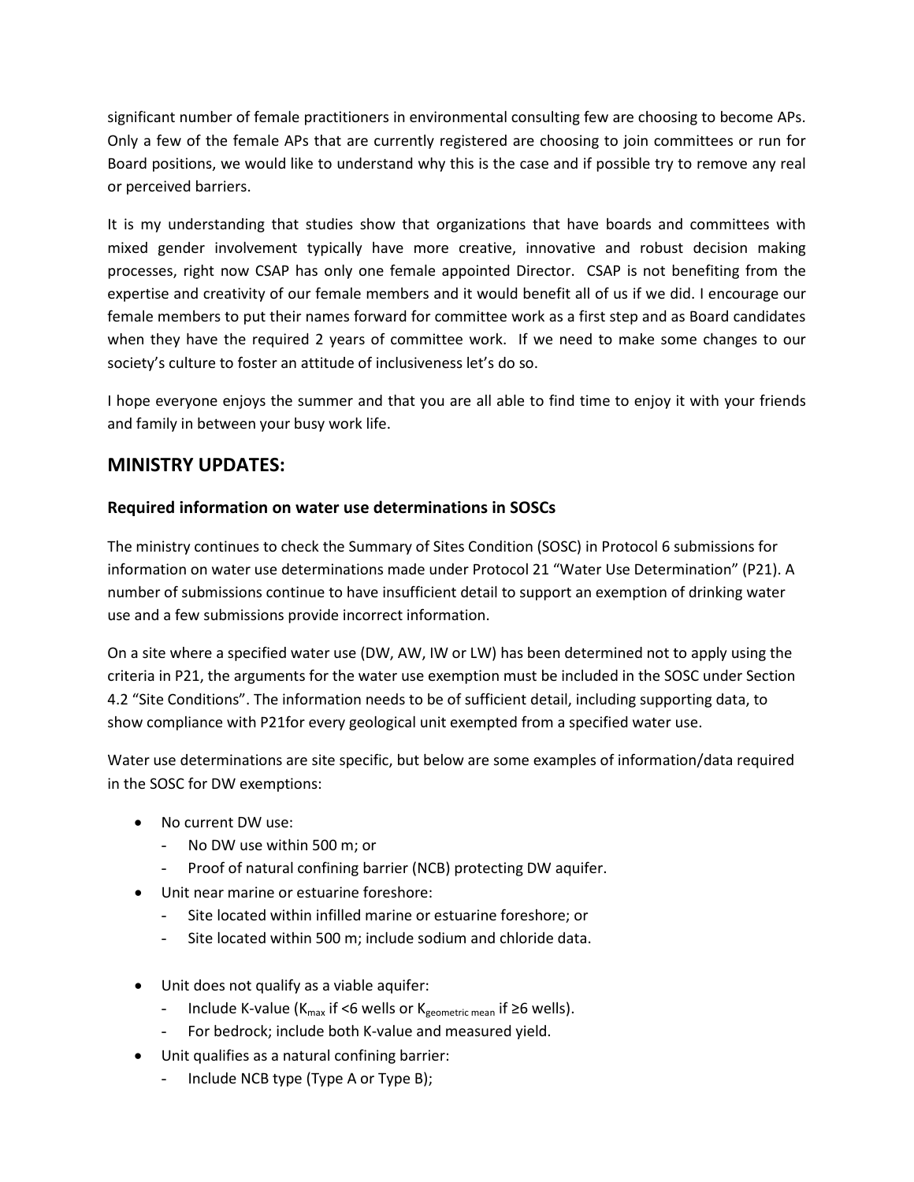significant number of female practitioners in environmental consulting few are choosing to become APs. Only a few of the female APs that are currently registered are choosing to join committees or run for Board positions, we would like to understand why this is the case and if possible try to remove any real or perceived barriers.

It is my understanding that studies show that organizations that have boards and committees with mixed gender involvement typically have more creative, innovative and robust decision making processes, right now CSAP has only one female appointed Director. CSAP is not benefiting from the expertise and creativity of our female members and it would benefit all of us if we did. I encourage our female members to put their names forward for committee work as a first step and as Board candidates when they have the required 2 years of committee work. If we need to make some changes to our society's culture to foster an attitude of inclusiveness let's do so.

I hope everyone enjoys the summer and that you are all able to find time to enjoy it with your friends and family in between your busy work life.

## MINISTRY UPDATES:

### Required information on water use determinations in SOSCs

The ministry continues to check the Summary of Sites Condition (SOSC) in Protocol 6 submissions for information on water use determinations made under Protocol 21 "Water Use Determination" (P21). A number of submissions continue to have insufficient detail to support an exemption of drinking water use and a few submissions provide incorrect information.

On a site where a specified water use (DW, AW, IW or LW) has been determined not to apply using the criteria in P21, the arguments for the water use exemption must be included in the SOSC under Section 4.2 "Site Conditions". The information needs to be of sufficient detail, including supporting data, to show compliance with P21for every geological unit exempted from a specified water use.

Water use determinations are site specific, but below are some examples of information/data required in the SOSC for DW exemptions:

- No current DW use:
  - No DW use within 500 m; or
  - Proof of natural confining barrier (NCB) protecting DW aquifer.
- Unit near marine or estuarine foreshore:
  - Site located within infilled marine or estuarine foreshore; or
  - Site located within 500 m; include sodium and chloride data.
- Unit does not qualify as a viable aquifer:
  - Include K-value ($K_{max}$ if <6 wells or $K_{geometric\ mean}$ if ≥6 wells).
  - For bedrock; include both K-value and measured yield.
- Unit qualifies as a natural confining barrier:
  - Include NCB type (Type A or Type B);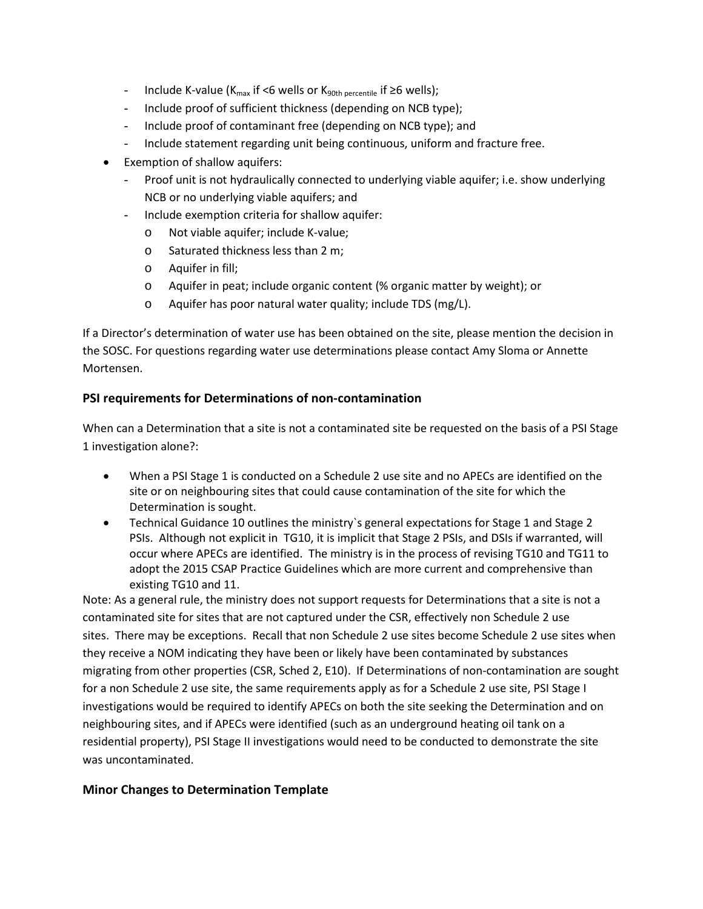- Include K-value ($K_{max}$ if <6 wells or $K_{90th\ percentile}$ if ≥6 wells);
  - Include proof of sufficient thickness (depending on NCB type);
  - Include proof of contaminant free (depending on NCB type); and
  - Include statement regarding unit being continuous, uniform and fracture free.
- Exemption of shallow aquifers:
  - Proof unit is not hydraulically connected to underlying viable aquifer; i.e. show underlying NCB or no underlying viable aquifers; and
  - Include exemption criteria for shallow aquifer:
    - Not viable aquifer; include K-value;
    - Saturated thickness less than 2 m;
    - Aquifer in fill;
    - Aquifer in peat; include organic content (% organic matter by weight); or
    - Aquifer has poor natural water quality; include TDS (mg/L).

If a Director's determination of water use has been obtained on the site, please mention the decision in the SOSC. For questions regarding water use determinations please contact Amy Sloma or Annette Mortensen.

### PSI requirements for Determinations of non-contamination

When can a Determination that a site is not a contaminated site be requested on the basis of a PSI Stage 1 investigation alone?:

- When a PSI Stage 1 is conducted on a Schedule 2 use site and no APECs are identified on the site or on neighbouring sites that could cause contamination of the site for which the Determination is sought.
- Technical Guidance 10 outlines the ministry`s general expectations for Stage 1 and Stage 2 PSIs. Although not explicit in TG10, it is implicit that Stage 2 PSIs, and DSIs if warranted, will occur where APECs are identified. The ministry is in the process of revising TG10 and TG11 to adopt the 2015 CSAP Practice Guidelines which are more current and comprehensive than existing TG10 and 11.

Note: As a general rule, the ministry does not support requests for Determinations that a site is not a contaminated site for sites that are not captured under the CSR, effectively non Schedule 2 use sites. There may be exceptions. Recall that non Schedule 2 use sites become Schedule 2 use sites when they receive a NOM indicating they have been or likely have been contaminated by substances migrating from other properties (CSR, Sched 2, E10). If Determinations of non-contamination are sought for a non Schedule 2 use site, the same requirements apply as for a Schedule 2 use site, PSI Stage I investigations would be required to identify APECs on both the site seeking the Determination and on neighbouring sites, and if APECs were identified (such as an underground heating oil tank on a residential property), PSI Stage II investigations would need to be conducted to demonstrate the site was uncontaminated.

### Minor Changes to Determination Template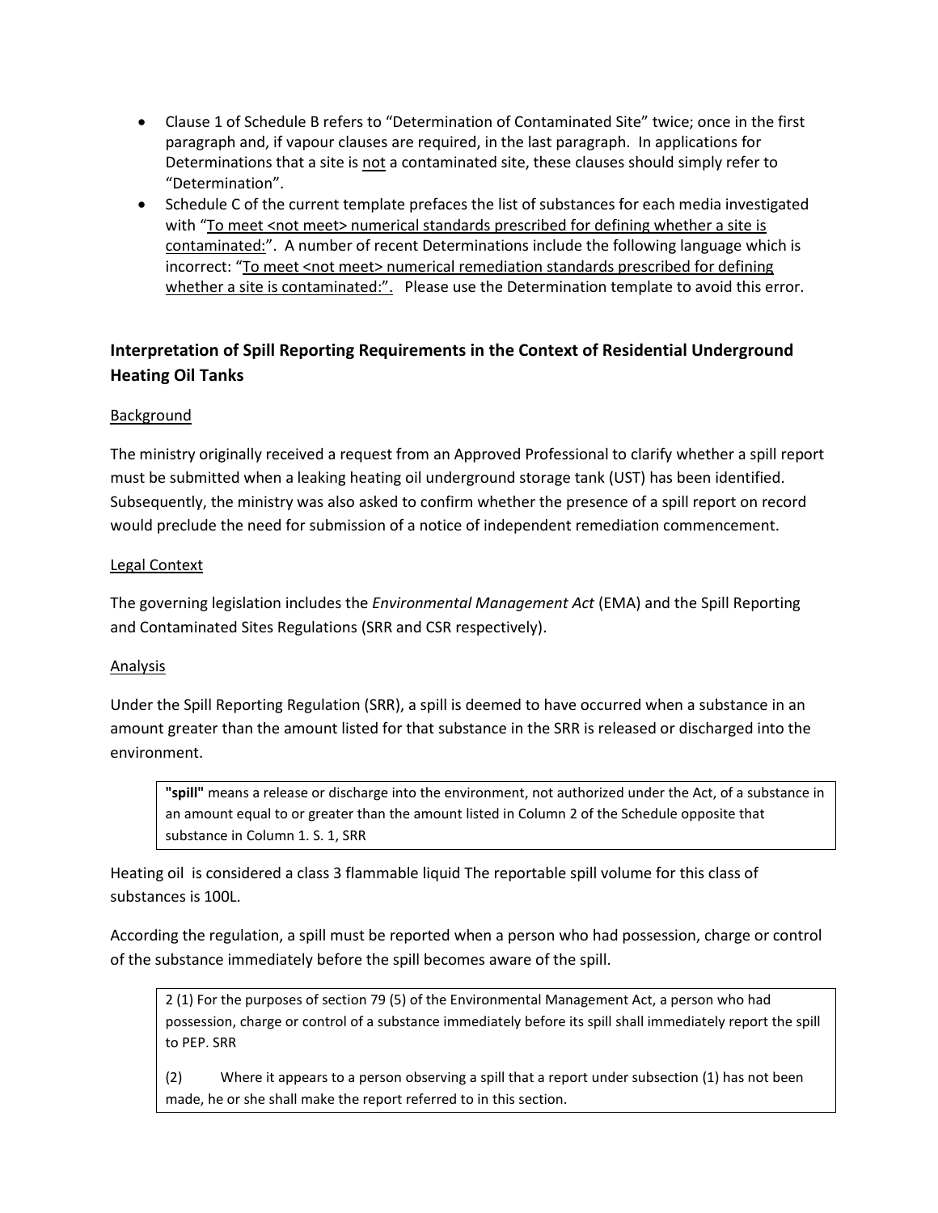- Clause 1 of Schedule B refers to "Determination of Contaminated Site" twice; once in the first paragraph and, if vapour clauses are required, in the last paragraph. In applications for Determinations that a site is not a contaminated site, these clauses should simply refer to "Determination".
- Schedule C of the current template prefaces the list of substances for each media investigated with "To meet <not meet> numerical standards prescribed for defining whether a site is contaminated:". A number of recent Determinations include the following language which is incorrect: "To meet <not meet> numerical remediation standards prescribed for defining whether a site is contaminated:". Please use the Determination template to avoid this error.

## Interpretation of Spill Reporting Requirements in the Context of Residential Underground Heating Oil Tanks

### Background

The ministry originally received a request from an Approved Professional to clarify whether a spill report must be submitted when a leaking heating oil underground storage tank (UST) has been identified. Subsequently, the ministry was also asked to confirm whether the presence of a spill report on record would preclude the need for submission of a notice of independent remediation commencement.

### Legal Context

The governing legislation includes the *Environmental Management Act* (EMA) and the Spill Reporting and Contaminated Sites Regulations (SRR and CSR respectively).

### Analysis

Under the Spill Reporting Regulation (SRR), a spill is deemed to have occurred when a substance in an amount greater than the amount listed for that substance in the SRR is released or discharged into the environment.

> **"spill"** means a release or discharge into the environment, not authorized under the Act, of a substance in an amount equal to or greater than the amount listed in Column 2 of the Schedule opposite that substance in Column 1. S. 1, SRR

Heating oil is considered a class 3 flammable liquid The reportable spill volume for this class of substances is 100L.

According the regulation, a spill must be reported when a person who had possession, charge or control of the substance immediately before the spill becomes aware of the spill.

> 2 (1) For the purposes of section 79 (5) of the Environmental Management Act, a person who had possession, charge or control of a substance immediately before its spill shall immediately report the spill to PEP. SRR
>
> (2) Where it appears to a person observing a spill that a report under subsection (1) has not been made, he or she shall make the report referred to in this section.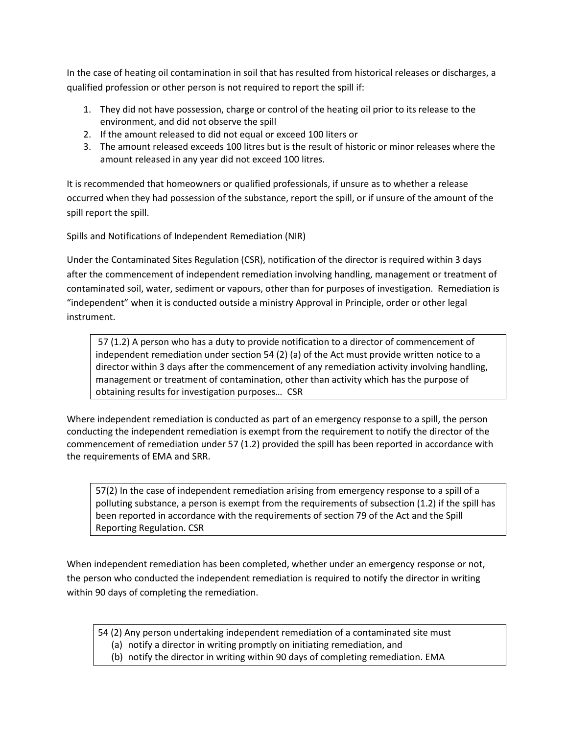In the case of heating oil contamination in soil that has resulted from historical releases or discharges, a qualified profession or other person is not required to report the spill if:

1. They did not have possession, charge or control of the heating oil prior to its release to the environment, and did not observe the spill
2. If the amount released to did not equal or exceed 100 liters or
3. The amount released exceeds 100 litres but is the result of historic or minor releases where the amount released in any year did not exceed 100 litres.

It is recommended that homeowners or qualified professionals, if unsure as to whether a release occurred when they had possession of the substance, report the spill, or if unsure of the amount of the spill report the spill.

Spills and Notifications of Independent Remediation (NIR)

Under the Contaminated Sites Regulation (CSR), notification of the director is required within 3 days after the commencement of independent remediation involving handling, management or treatment of contaminated soil, water, sediment or vapours, other than for purposes of investigation. Remediation is "independent" when it is conducted outside a ministry Approval in Principle, order or other legal instrument.

> 57 (1.2) A person who has a duty to provide notification to a director of commencement of independent remediation under section 54 (2) (a) of the Act must provide written notice to a director within 3 days after the commencement of any remediation activity involving handling, management or treatment of contamination, other than activity which has the purpose of obtaining results for investigation purposes… CSR

Where independent remediation is conducted as part of an emergency response to a spill, the person conducting the independent remediation is exempt from the requirement to notify the director of the commencement of remediation under 57 (1.2) provided the spill has been reported in accordance with the requirements of EMA and SRR.

> 57(2) In the case of independent remediation arising from emergency response to a spill of a polluting substance, a person is exempt from the requirements of subsection (1.2) if the spill has been reported in accordance with the requirements of section 79 of the Act and the Spill Reporting Regulation. CSR

When independent remediation has been completed, whether under an emergency response or not, the person who conducted the independent remediation is required to notify the director in writing within 90 days of completing the remediation.

> 54 (2) Any person undertaking independent remediation of a contaminated site must
> (a) notify a director in writing promptly on initiating remediation, and
> (b) notify the director in writing within 90 days of completing remediation. EMA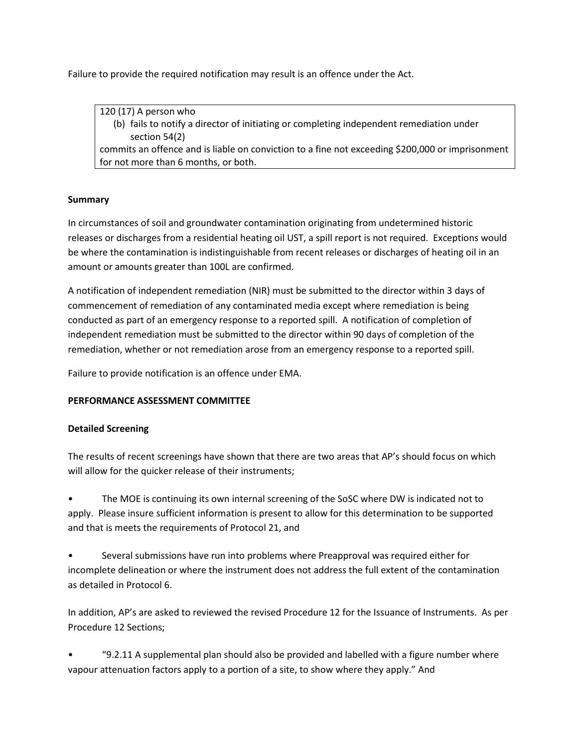Failure to provide the required notification may result is an offence under the Act.

> 120 (17) A person who
>
> (b) fails to notify a director of initiating or completing independent remediation under section 54(2)
>
> commits an offence and is liable on conviction to a fine not exceeding $200,000 or imprisonment for not more than 6 months, or both.

**Summary**

In circumstances of soil and groundwater contamination originating from undetermined historic releases or discharges from a residential heating oil UST, a spill report is not required. Exceptions would be where the contamination is indistinguishable from recent releases or discharges of heating oil in an amount or amounts greater than 100L are confirmed.

A notification of independent remediation (NIR) must be submitted to the director within 3 days of commencement of remediation of any contaminated media except where remediation is being conducted as part of an emergency response to a reported spill. A notification of completion of independent remediation must be submitted to the director within 90 days of completion of the remediation, whether or not remediation arose from an emergency response to a reported spill.

Failure to provide notification is an offence under EMA.

**PERFORMANCE ASSESSMENT COMMITTEE**

**Detailed Screening**

The results of recent screenings have shown that there are two areas that AP's should focus on which will allow for the quicker release of their instruments;

- The MOE is continuing its own internal screening of the SoSC where DW is indicated not to apply. Please insure sufficient information is present to allow for this determination to be supported and that is meets the requirements of Protocol 21, and
- Several submissions have run into problems where Preapproval was required either for incomplete delineation or where the instrument does not address the full extent of the contamination as detailed in Protocol 6.

In addition, AP's are asked to reviewed the revised Procedure 12 for the Issuance of Instruments. As per Procedure 12 Sections;

- "9.2.11 A supplemental plan should also be provided and labelled with a figure number where vapour attenuation factors apply to a portion of a site, to show where they apply." And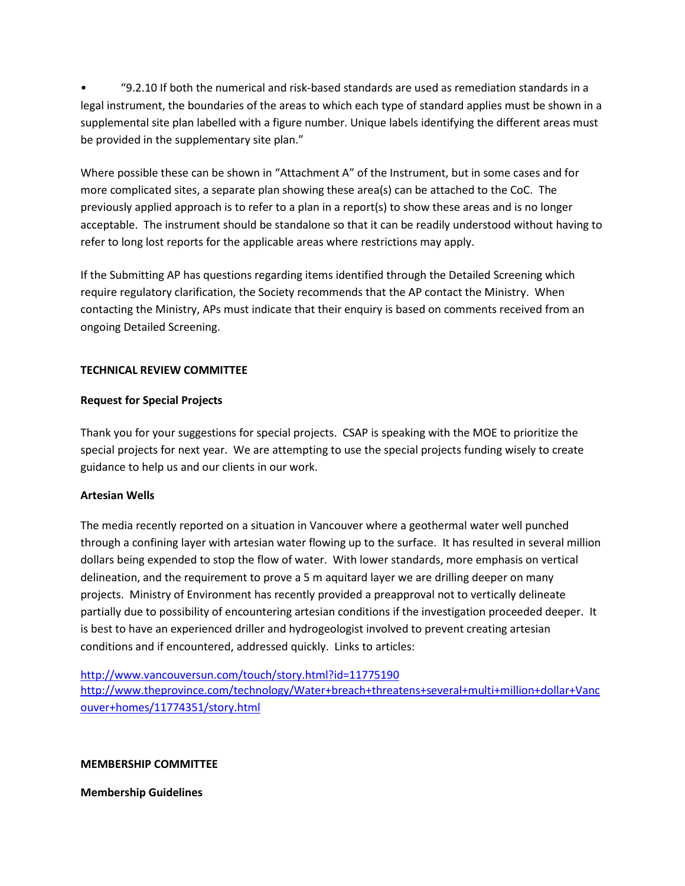- "9.2.10 If both the numerical and risk-based standards are used as remediation standards in a legal instrument, the boundaries of the areas to which each type of standard applies must be shown in a supplemental site plan labelled with a figure number. Unique labels identifying the different areas must be provided in the supplementary site plan."

Where possible these can be shown in "Attachment A" of the Instrument, but in some cases and for more complicated sites, a separate plan showing these area(s) can be attached to the CoC. The previously applied approach is to refer to a plan in a report(s) to show these areas and is no longer acceptable. The instrument should be standalone so that it can be readily understood without having to refer to long lost reports for the applicable areas where restrictions may apply.

If the Submitting AP has questions regarding items identified through the Detailed Screening which require regulatory clarification, the Society recommends that the AP contact the Ministry. When contacting the Ministry, APs must indicate that their enquiry is based on comments received from an ongoing Detailed Screening.

**TECHNICAL REVIEW COMMITTEE**

**Request for Special Projects**

Thank you for your suggestions for special projects. CSAP is speaking with the MOE to prioritize the special projects for next year. We are attempting to use the special projects funding wisely to create guidance to help us and our clients in our work.

**Artesian Wells**

The media recently reported on a situation in Vancouver where a geothermal water well punched through a confining layer with artesian water flowing up to the surface. It has resulted in several million dollars being expended to stop the flow of water. With lower standards, more emphasis on vertical delineation, and the requirement to prove a 5 m aquitard layer we are drilling deeper on many projects. Ministry of Environment has recently provided a preapproval not to vertically delineate partially due to possibility of encountering artesian conditions if the investigation proceeded deeper. It is best to have an experienced driller and hydrogeologist involved to prevent creating artesian conditions and if encountered, addressed quickly. Links to articles:

http://www.vancouversun.com/touch/story.html?id=11775190
http://www.theprovince.com/technology/Water+breach+threatens+several+multi+million+dollar+Vancouver+homes/11774351/story.html

**MEMBERSHIP COMMITTEE**

**Membership Guidelines**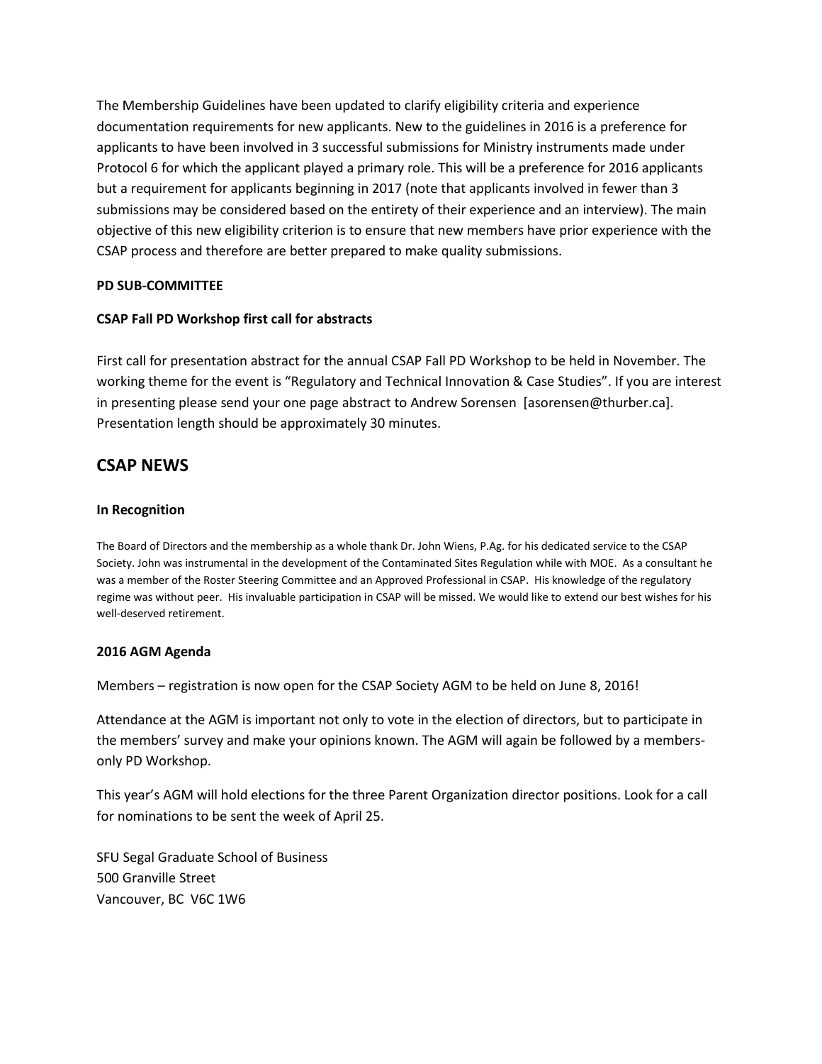The Membership Guidelines have been updated to clarify eligibility criteria and experience documentation requirements for new applicants. New to the guidelines in 2016 is a preference for applicants to have been involved in 3 successful submissions for Ministry instruments made under Protocol 6 for which the applicant played a primary role. This will be a preference for 2016 applicants but a requirement for applicants beginning in 2017 (note that applicants involved in fewer than 3 submissions may be considered based on the entirety of their experience and an interview). The main objective of this new eligibility criterion is to ensure that new members have prior experience with the CSAP process and therefore are better prepared to make quality submissions.

**PD SUB-COMMITTEE**

**CSAP Fall PD Workshop first call for abstracts**

First call for presentation abstract for the annual CSAP Fall PD Workshop to be held in November. The working theme for the event is "Regulatory and Technical Innovation & Case Studies". If you are interest in presenting please send your one page abstract to Andrew Sorensen [asorensen@thurber.ca]. Presentation length should be approximately 30 minutes.

## CSAP NEWS

**In Recognition**

The Board of Directors and the membership as a whole thank Dr. John Wiens, P.Ag. for his dedicated service to the CSAP Society. John was instrumental in the development of the Contaminated Sites Regulation while with MOE. As a consultant he was a member of the Roster Steering Committee and an Approved Professional in CSAP. His knowledge of the regulatory regime was without peer. His invaluable participation in CSAP will be missed. We would like to extend our best wishes for his well-deserved retirement.

**2016 AGM Agenda**

Members – registration is now open for the CSAP Society AGM to be held on June 8, 2016!

Attendance at the AGM is important not only to vote in the election of directors, but to participate in the members' survey and make your opinions known. The AGM will again be followed by a members-only PD Workshop.

This year's AGM will hold elections for the three Parent Organization director positions. Look for a call for nominations to be sent the week of April 25.

SFU Segal Graduate School of Business
500 Granville Street
Vancouver, BC V6C 1W6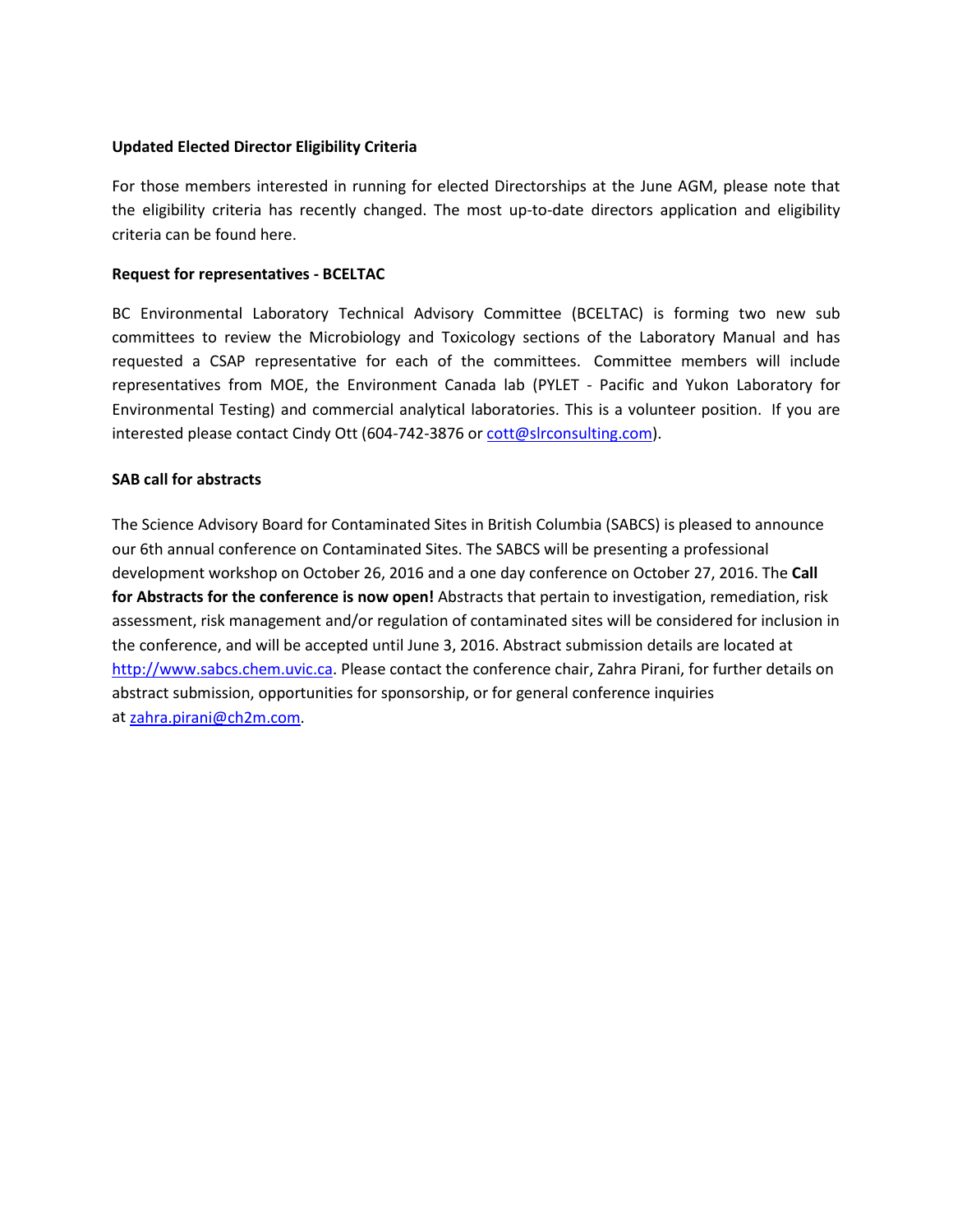**Updated Elected Director Eligibility Criteria**

For those members interested in running for elected Directorships at the June AGM, please note that the eligibility criteria has recently changed. The most up-to-date directors application and eligibility criteria can be found here.

**Request for representatives - BCELTAC**

BC Environmental Laboratory Technical Advisory Committee (BCELTAC) is forming two new sub committees to review the Microbiology and Toxicology sections of the Laboratory Manual and has requested a CSAP representative for each of the committees. Committee members will include representatives from MOE, the Environment Canada lab (PYLET - Pacific and Yukon Laboratory for Environmental Testing) and commercial analytical laboratories. This is a volunteer position. If you are interested please contact Cindy Ott (604-742-3876 or cott@slrconsulting.com).

**SAB call for abstracts**

The Science Advisory Board for Contaminated Sites in British Columbia (SABCS) is pleased to announce our 6th annual conference on Contaminated Sites. The SABCS will be presenting a professional development workshop on October 26, 2016 and a one day conference on October 27, 2016. The **Call for Abstracts for the conference is now open!** Abstracts that pertain to investigation, remediation, risk assessment, risk management and/or regulation of contaminated sites will be considered for inclusion in the conference, and will be accepted until June 3, 2016. Abstract submission details are located at http://www.sabcs.chem.uvic.ca. Please contact the conference chair, Zahra Pirani, for further details on abstract submission, opportunities for sponsorship, or for general conference inquiries at zahra.pirani@ch2m.com.